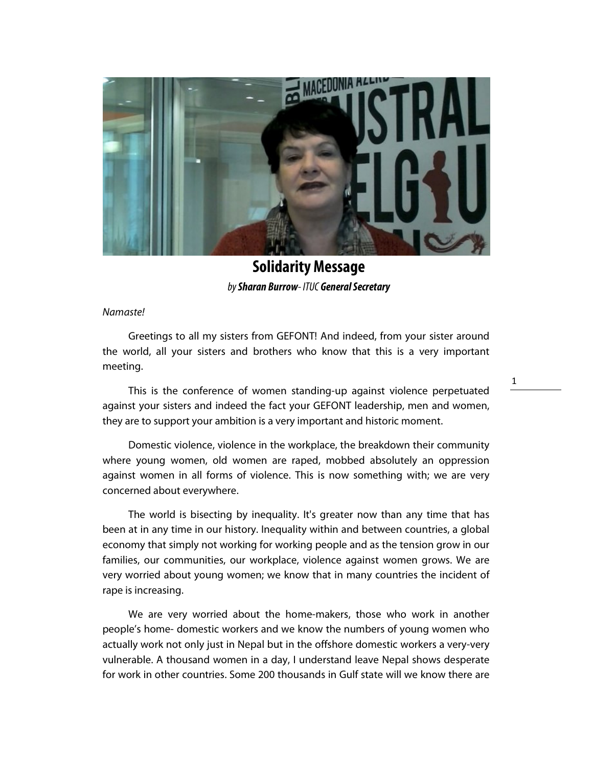# Solidarity Message

*by **Sharan Burrow**- ITUC **General Secretary***

*Namaste!*

Greetings to all my sisters from GEFONT! And indeed, from your sister around the world, all your sisters and brothers who know that this is a very important meeting.

This is the conference of women standing-up against violence perpetuated against your sisters and indeed the fact your GEFONT leadership, men and women, they are to support your ambition is a very important and historic moment.

Domestic violence, violence in the workplace, the breakdown their community where young women, old women are raped, mobbed absolutely an oppression against women in all forms of violence. This is now something with; we are very concerned about everywhere.

The world is bisecting by inequality. It's greater now than any time that has been at in any time in our history. Inequality within and between countries, a global economy that simply not working for working people and as the tension grow in our families, our communities, our workplace, violence against women grows. We are very worried about young women; we know that in many countries the incident of rape is increasing.

We are very worried about the home-makers, those who work in another people's home- domestic workers and we know the numbers of young women who actually work not only just in Nepal but in the offshore domestic workers a very-very vulnerable. A thousand women in a day, I understand leave Nepal shows desperate for work in other countries. Some 200 thousands in Gulf state will we know there are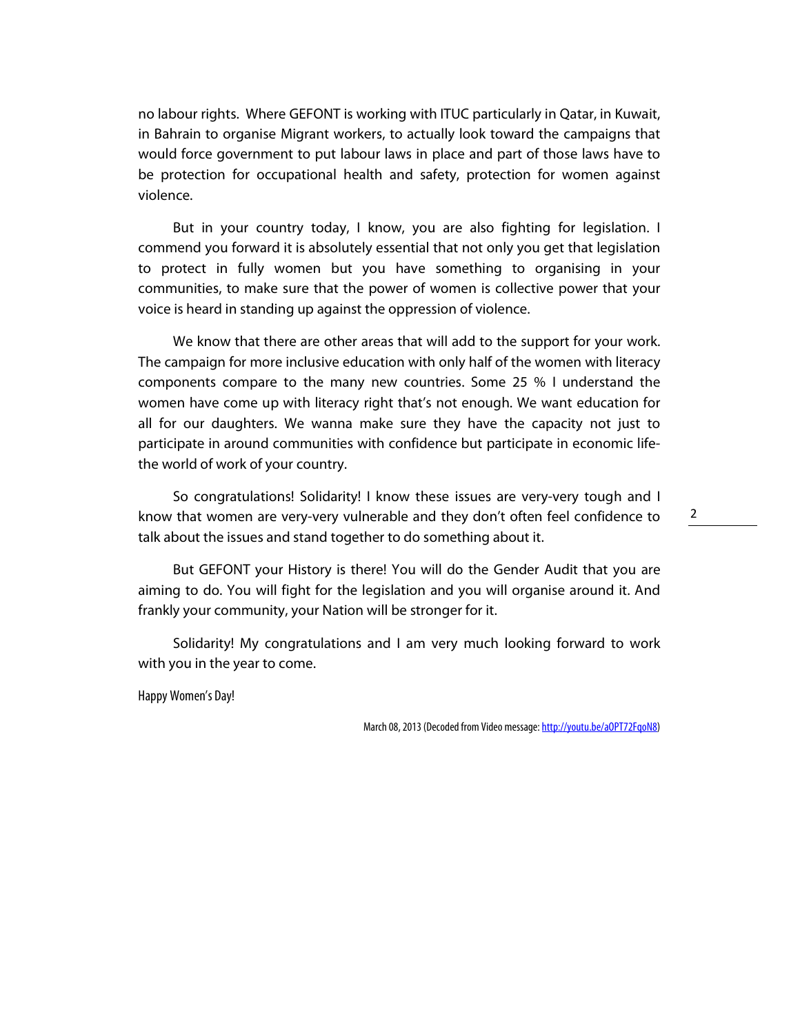no labour rights. Where GEFONT is working with ITUC particularly in Qatar, in Kuwait, in Bahrain to organise Migrant workers, to actually look toward the campaigns that would force government to put labour laws in place and part of those laws have to be protection for occupational health and safety, protection for women against violence.

But in your country today, I know, you are also fighting for legislation. I commend you forward it is absolutely essential that not only you get that legislation to protect in fully women but you have something to organising in your communities, to make sure that the power of women is collective power that your voice is heard in standing up against the oppression of violence.

We know that there are other areas that will add to the support for your work. The campaign for more inclusive education with only half of the women with literacy components compare to the many new countries. Some 25 % I understand the women have come up with literacy right that's not enough. We want education for all for our daughters. We wanna make sure they have the capacity not just to participate in around communities with confidence but participate in economic life-the world of work of your country.

So congratulations! Solidarity! I know these issues are very-very tough and I know that women are very-very vulnerable and they don't often feel confidence to talk about the issues and stand together to do something about it.

But GEFONT your History is there! You will do the Gender Audit that you are aiming to do. You will fight for the legislation and you will organise around it. And frankly your community, your Nation will be stronger for it.

Solidarity! My congratulations and I am very much looking forward to work with you in the year to come.

Happy Women's Day!

March 08, 2013 (Decoded from Video message: http://youtu.be/aOPT72FqoN8)